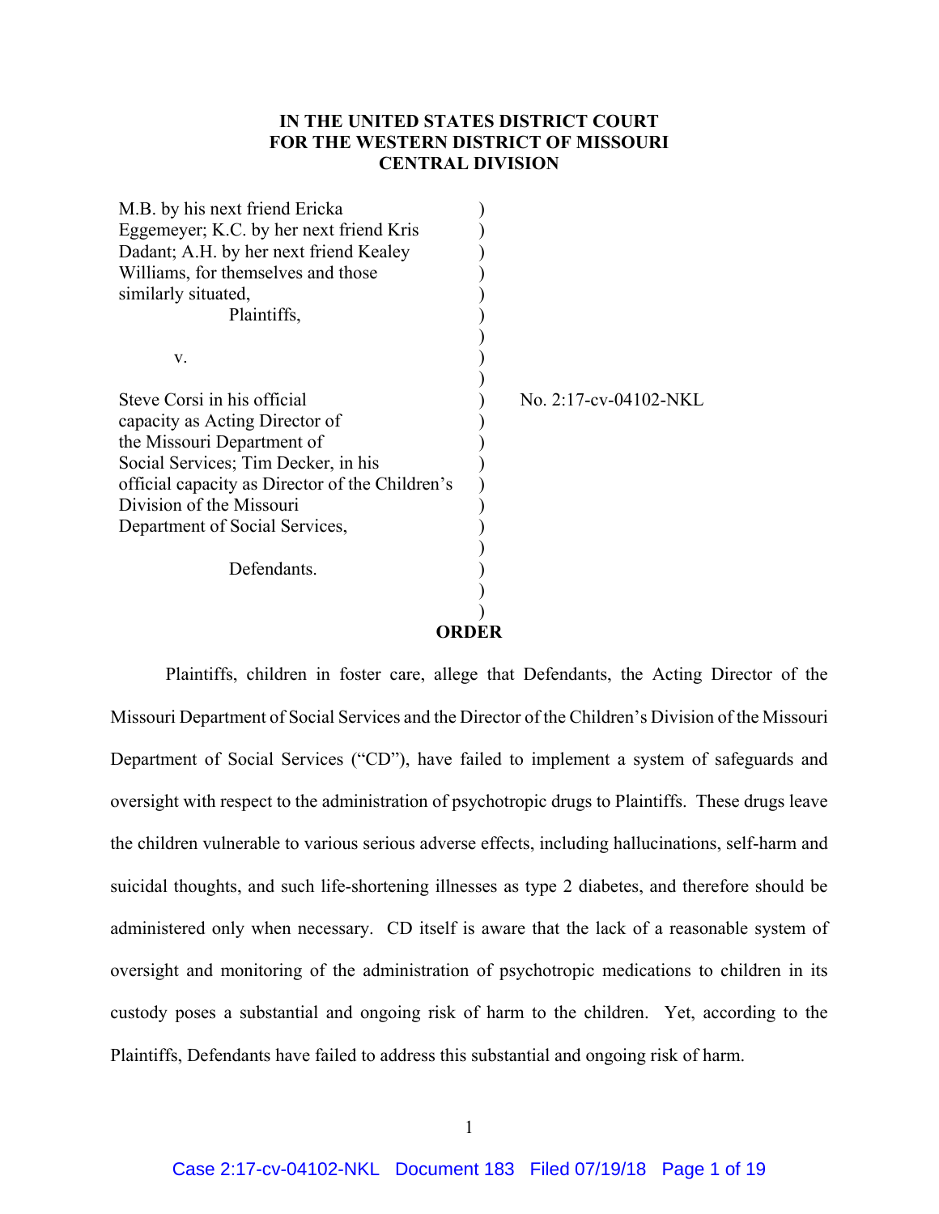**IN THE UNITED STATES DISTRICT COURT**
**FOR THE WESTERN DISTRICT OF MISSOURI**
**CENTRAL DIVISION**

| | | |
|---|---|---|
| M.B. by his next friend Ericka Eggemeyer; K.C. by her next friend Kris Dadant; A.H. by her next friend Kealey Williams, for themselves and those similarly situated, | ) | |
| Plaintiffs, | ) | |
| v. | ) | |
| Steve Corsi in his official capacity as Acting Director of the Missouri Department of Social Services; Tim Decker, in his official capacity as Director of the Children's Division of the Missouri Department of Social Services, | ) | No. 2:17-cv-04102-NKL |
| Defendants. | ) | |

**ORDER**

Plaintiffs, children in foster care, allege that Defendants, the Acting Director of the Missouri Department of Social Services and the Director of the Children's Division of the Missouri Department of Social Services ("CD"), have failed to implement a system of safeguards and oversight with respect to the administration of psychotropic drugs to Plaintiffs. These drugs leave the children vulnerable to various serious adverse effects, including hallucinations, self-harm and suicidal thoughts, and such life-shortening illnesses as type 2 diabetes, and therefore should be administered only when necessary. CD itself is aware that the lack of a reasonable system of oversight and monitoring of the administration of psychotropic medications to children in its custody poses a substantial and ongoing risk of harm to the children. Yet, according to the Plaintiffs, Defendants have failed to address this substantial and ongoing risk of harm.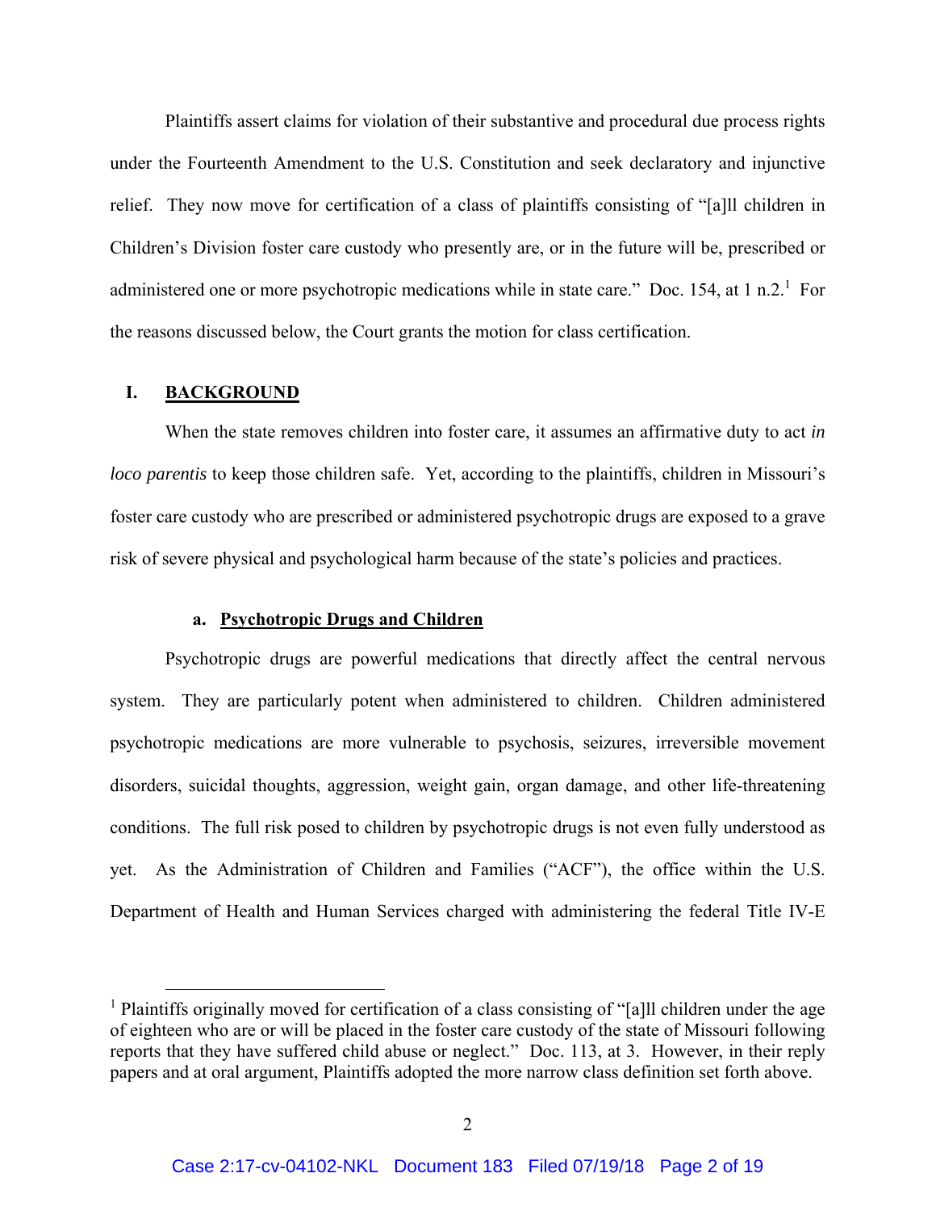Plaintiffs assert claims for violation of their substantive and procedural due process rights under the Fourteenth Amendment to the U.S. Constitution and seek declaratory and injunctive relief. They now move for certification of a class of plaintiffs consisting of "[a]ll children in Children's Division foster care custody who presently are, or in the future will be, prescribed or administered one or more psychotropic medications while in state care." Doc. 154, at 1 n.2.[1] For the reasons discussed below, the Court grants the motion for class certification.

## I. BACKGROUND

When the state removes children into foster care, it assumes an affirmative duty to act *in loco parentis* to keep those children safe. Yet, according to the plaintiffs, children in Missouri's foster care custody who are prescribed or administered psychotropic drugs are exposed to a grave risk of severe physical and psychological harm because of the state's policies and practices.

### a. Psychotropic Drugs and Children

Psychotropic drugs are powerful medications that directly affect the central nervous system. They are particularly potent when administered to children. Children administered psychotropic medications are more vulnerable to psychosis, seizures, irreversible movement disorders, suicidal thoughts, aggression, weight gain, organ damage, and other life-threatening conditions. The full risk posed to children by psychotropic drugs is not even fully understood as yet. As the Administration of Children and Families ("ACF"), the office within the U.S. Department of Health and Human Services charged with administering the federal Title IV-E

[1] Plaintiffs originally moved for certification of a class consisting of "[a]ll children under the age of eighteen who are or will be placed in the foster care custody of the state of Missouri following reports that they have suffered child abuse or neglect." Doc. 113, at 3. However, in their reply papers and at oral argument, Plaintiffs adopted the more narrow class definition set forth above.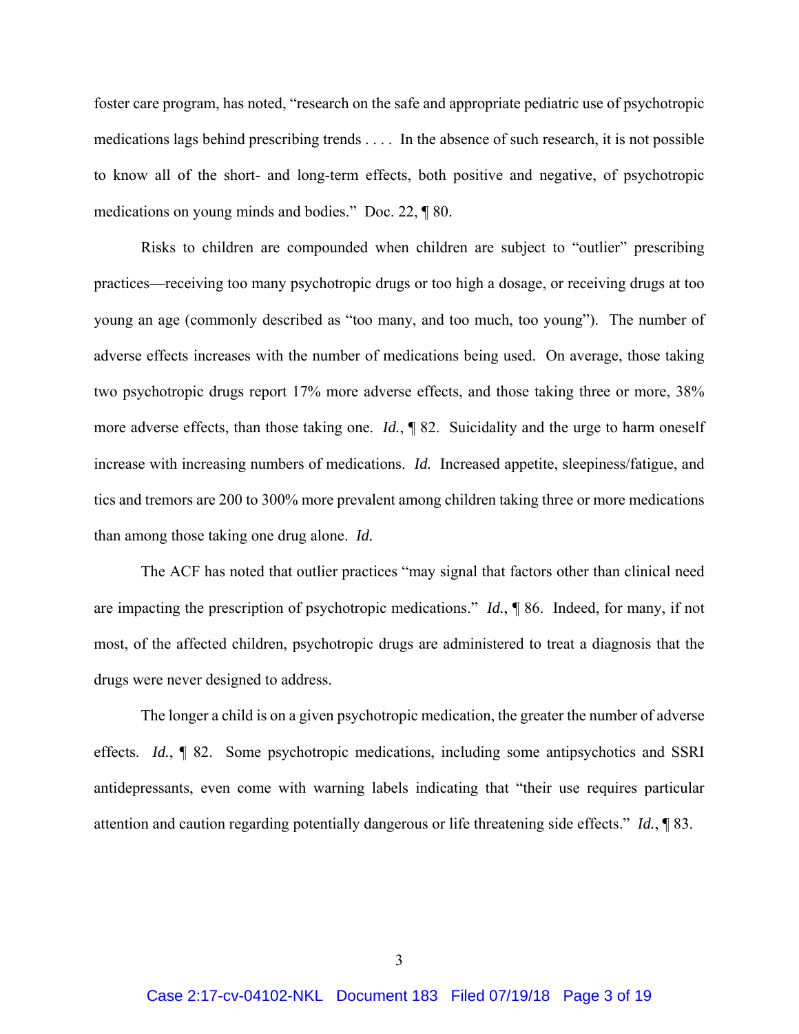foster care program, has noted, "research on the safe and appropriate pediatric use of psychotropic medications lags behind prescribing trends . . . . In the absence of such research, it is not possible to know all of the short- and long-term effects, both positive and negative, of psychotropic medications on young minds and bodies." Doc. 22, ¶ 80.

Risks to children are compounded when children are subject to "outlier" prescribing practices—receiving too many psychotropic drugs or too high a dosage, or receiving drugs at too young an age (commonly described as "too many, and too much, too young"). The number of adverse effects increases with the number of medications being used. On average, those taking two psychotropic drugs report 17% more adverse effects, and those taking three or more, 38% more adverse effects, than those taking one. *Id.*, ¶ 82. Suicidality and the urge to harm oneself increase with increasing numbers of medications. *Id.* Increased appetite, sleepiness/fatigue, and tics and tremors are 200 to 300% more prevalent among children taking three or more medications than among those taking one drug alone. *Id.*

The ACF has noted that outlier practices "may signal that factors other than clinical need are impacting the prescription of psychotropic medications." *Id.*, ¶ 86. Indeed, for many, if not most, of the affected children, psychotropic drugs are administered to treat a diagnosis that the drugs were never designed to address.

The longer a child is on a given psychotropic medication, the greater the number of adverse effects. *Id.*, ¶ 82. Some psychotropic medications, including some antipsychotics and SSRI antidepressants, even come with warning labels indicating that "their use requires particular attention and caution regarding potentially dangerous or life threatening side effects." *Id.*, ¶ 83.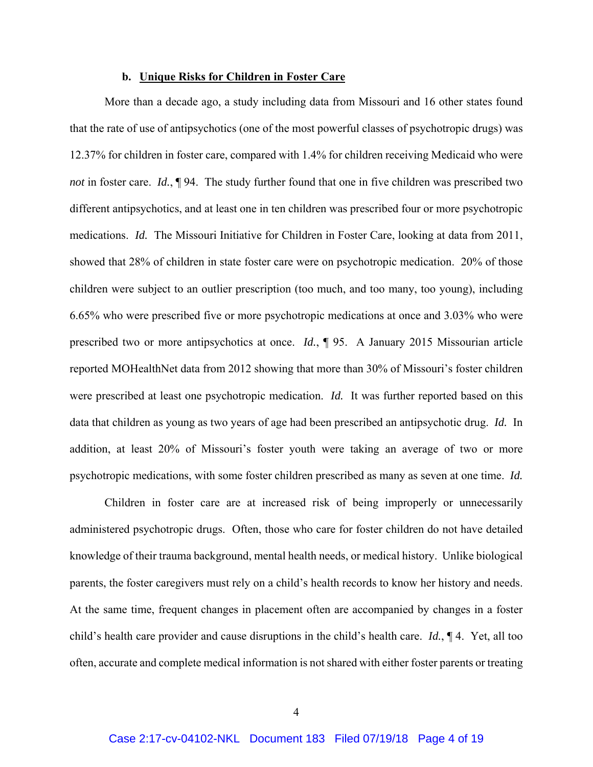#### b. **Unique Risks for Children in Foster Care**

More than a decade ago, a study including data from Missouri and 16 other states found that the rate of use of antipsychotics (one of the most powerful classes of psychotropic drugs) was 12.37% for children in foster care, compared with 1.4% for children receiving Medicaid who were *not* in foster care. *Id.*, ¶ 94. The study further found that one in five children was prescribed two different antipsychotics, and at least one in ten children was prescribed four or more psychotropic medications. *Id.* The Missouri Initiative for Children in Foster Care, looking at data from 2011, showed that 28% of children in state foster care were on psychotropic medication. 20% of those children were subject to an outlier prescription (too much, and too many, too young), including 6.65% who were prescribed five or more psychotropic medications at once and 3.03% who were prescribed two or more antipsychotics at once. *Id.*, ¶ 95. A January 2015 Missourian article reported MOHealthNet data from 2012 showing that more than 30% of Missouri's foster children were prescribed at least one psychotropic medication. *Id.* It was further reported based on this data that children as young as two years of age had been prescribed an antipsychotic drug. *Id.* In addition, at least 20% of Missouri's foster youth were taking an average of two or more psychotropic medications, with some foster children prescribed as many as seven at one time. *Id.*

Children in foster care are at increased risk of being improperly or unnecessarily administered psychotropic drugs. Often, those who care for foster children do not have detailed knowledge of their trauma background, mental health needs, or medical history. Unlike biological parents, the foster caregivers must rely on a child's health records to know her history and needs. At the same time, frequent changes in placement often are accompanied by changes in a foster child's health care provider and cause disruptions in the child's health care. *Id.*, ¶ 4. Yet, all too often, accurate and complete medical information is not shared with either foster parents or treating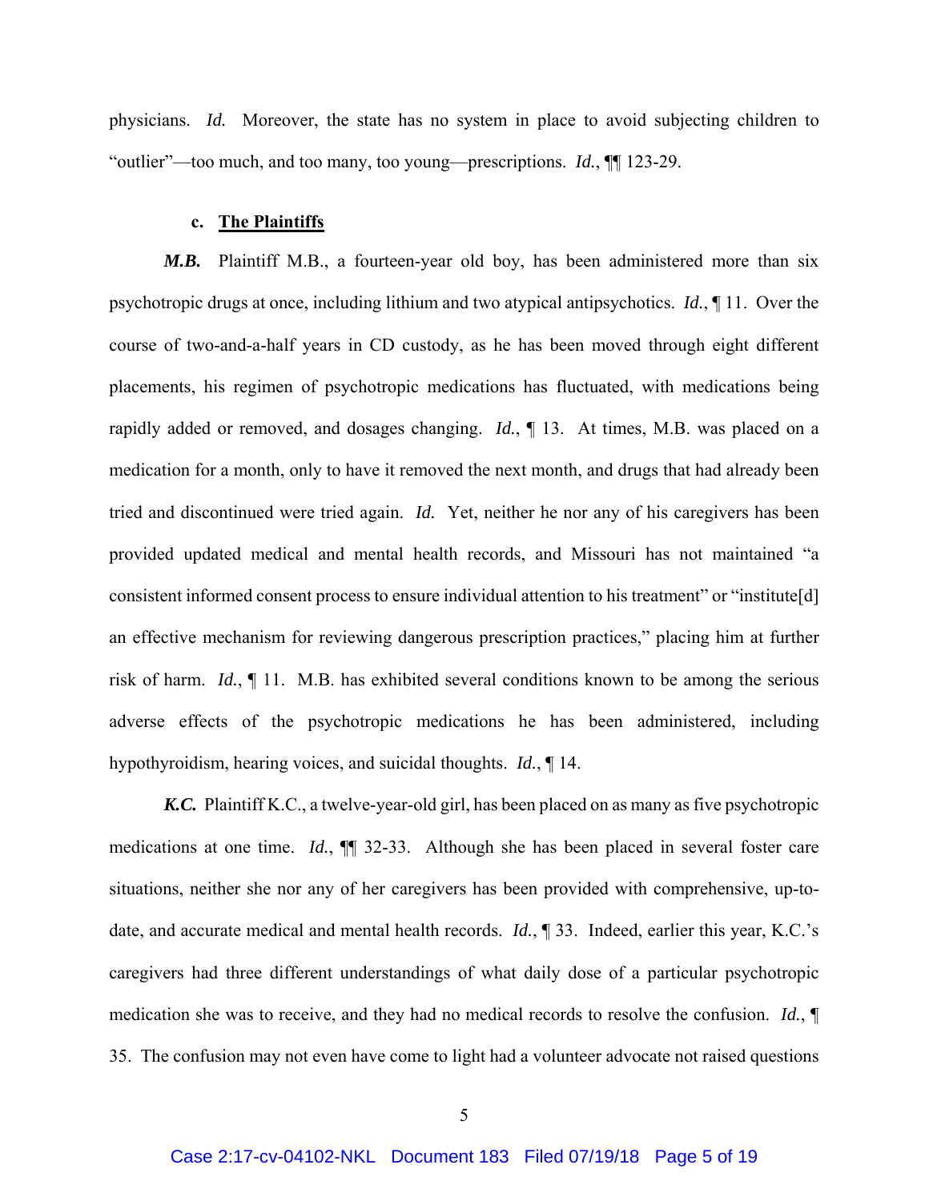physicians. *Id.* Moreover, the state has no system in place to avoid subjecting children to "outlier"—too much, and too many, too young—prescriptions. *Id.*, ¶¶ 123-29.

### c. <u>The Plaintiffs</u>

***M.B.*** Plaintiff M.B., a fourteen-year old boy, has been administered more than six psychotropic drugs at once, including lithium and two atypical antipsychotics. *Id.*, ¶ 11. Over the course of two-and-a-half years in CD custody, as he has been moved through eight different placements, his regimen of psychotropic medications has fluctuated, with medications being rapidly added or removed, and dosages changing. *Id.*, ¶ 13. At times, M.B. was placed on a medication for a month, only to have it removed the next month, and drugs that had already been tried and discontinued were tried again. *Id.* Yet, neither he nor any of his caregivers has been provided updated medical and mental health records, and Missouri has not maintained "a consistent informed consent process to ensure individual attention to his treatment" or "institute[d] an effective mechanism for reviewing dangerous prescription practices," placing him at further risk of harm. *Id.*, ¶ 11. M.B. has exhibited several conditions known to be among the serious adverse effects of the psychotropic medications he has been administered, including hypothyroidism, hearing voices, and suicidal thoughts. *Id.*, ¶ 14.

***K.C.*** Plaintiff K.C., a twelve-year-old girl, has been placed on as many as five psychotropic medications at one time. *Id.*, ¶¶ 32-33. Although she has been placed in several foster care situations, neither she nor any of her caregivers has been provided with comprehensive, up-to-date, and accurate medical and mental health records. *Id.*, ¶ 33. Indeed, earlier this year, K.C.'s caregivers had three different understandings of what daily dose of a particular psychotropic medication she was to receive, and they had no medical records to resolve the confusion. *Id.*, ¶ 35. The confusion may not even have come to light had a volunteer advocate not raised questions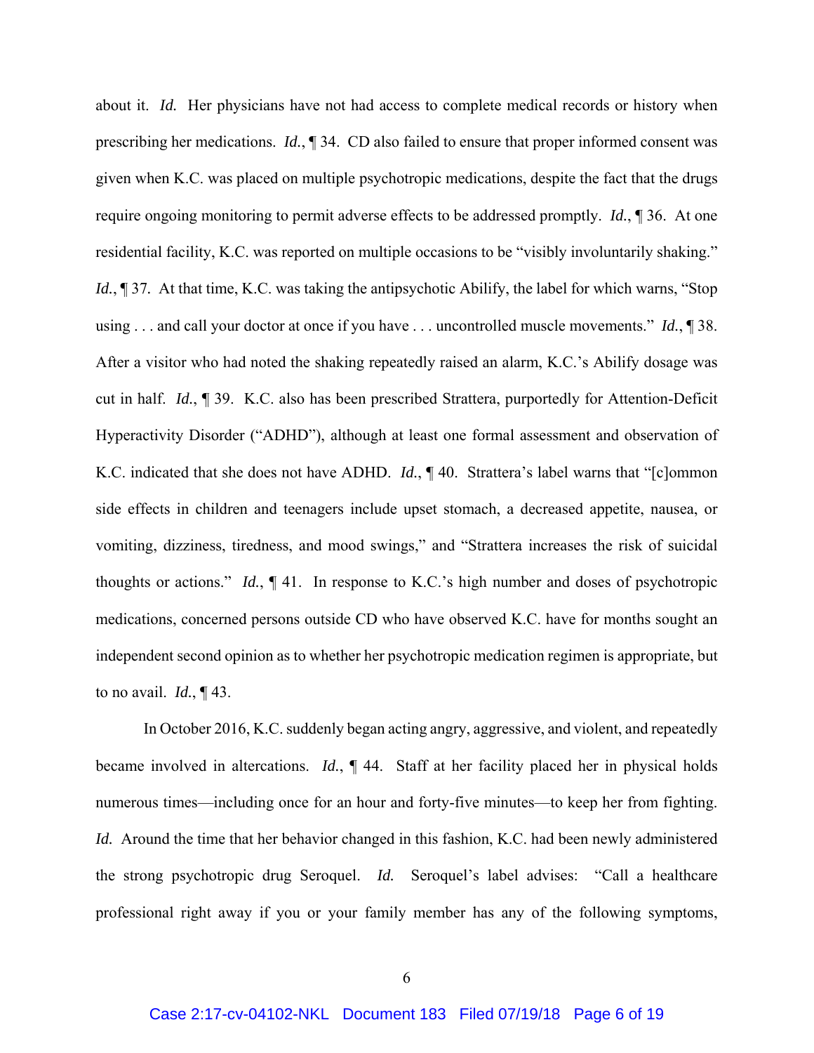about it. *Id.* Her physicians have not had access to complete medical records or history when prescribing her medications. *Id.*, ¶ 34. CD also failed to ensure that proper informed consent was given when K.C. was placed on multiple psychotropic medications, despite the fact that the drugs require ongoing monitoring to permit adverse effects to be addressed promptly. *Id.*, ¶ 36. At one residential facility, K.C. was reported on multiple occasions to be "visibly involuntarily shaking." *Id.*, ¶ 37. At that time, K.C. was taking the antipsychotic Abilify, the label for which warns, "Stop using . . . and call your doctor at once if you have . . . uncontrolled muscle movements." *Id.*, ¶ 38. After a visitor who had noted the shaking repeatedly raised an alarm, K.C.'s Abilify dosage was cut in half. *Id.*, ¶ 39. K.C. also has been prescribed Strattera, purportedly for Attention-Deficit Hyperactivity Disorder ("ADHD"), although at least one formal assessment and observation of K.C. indicated that she does not have ADHD. *Id.*, ¶ 40. Strattera's label warns that "[c]ommon side effects in children and teenagers include upset stomach, a decreased appetite, nausea, or vomiting, dizziness, tiredness, and mood swings," and "Strattera increases the risk of suicidal thoughts or actions." *Id.*, ¶ 41. In response to K.C.'s high number and doses of psychotropic medications, concerned persons outside CD who have observed K.C. have for months sought an independent second opinion as to whether her psychotropic medication regimen is appropriate, but to no avail. *Id.*, ¶ 43.

In October 2016, K.C. suddenly began acting angry, aggressive, and violent, and repeatedly became involved in altercations. *Id.*, ¶ 44. Staff at her facility placed her in physical holds numerous times—including once for an hour and forty-five minutes—to keep her from fighting. *Id.* Around the time that her behavior changed in this fashion, K.C. had been newly administered the strong psychotropic drug Seroquel. *Id.* Seroquel's label advises: "Call a healthcare professional right away if you or your family member has any of the following symptoms,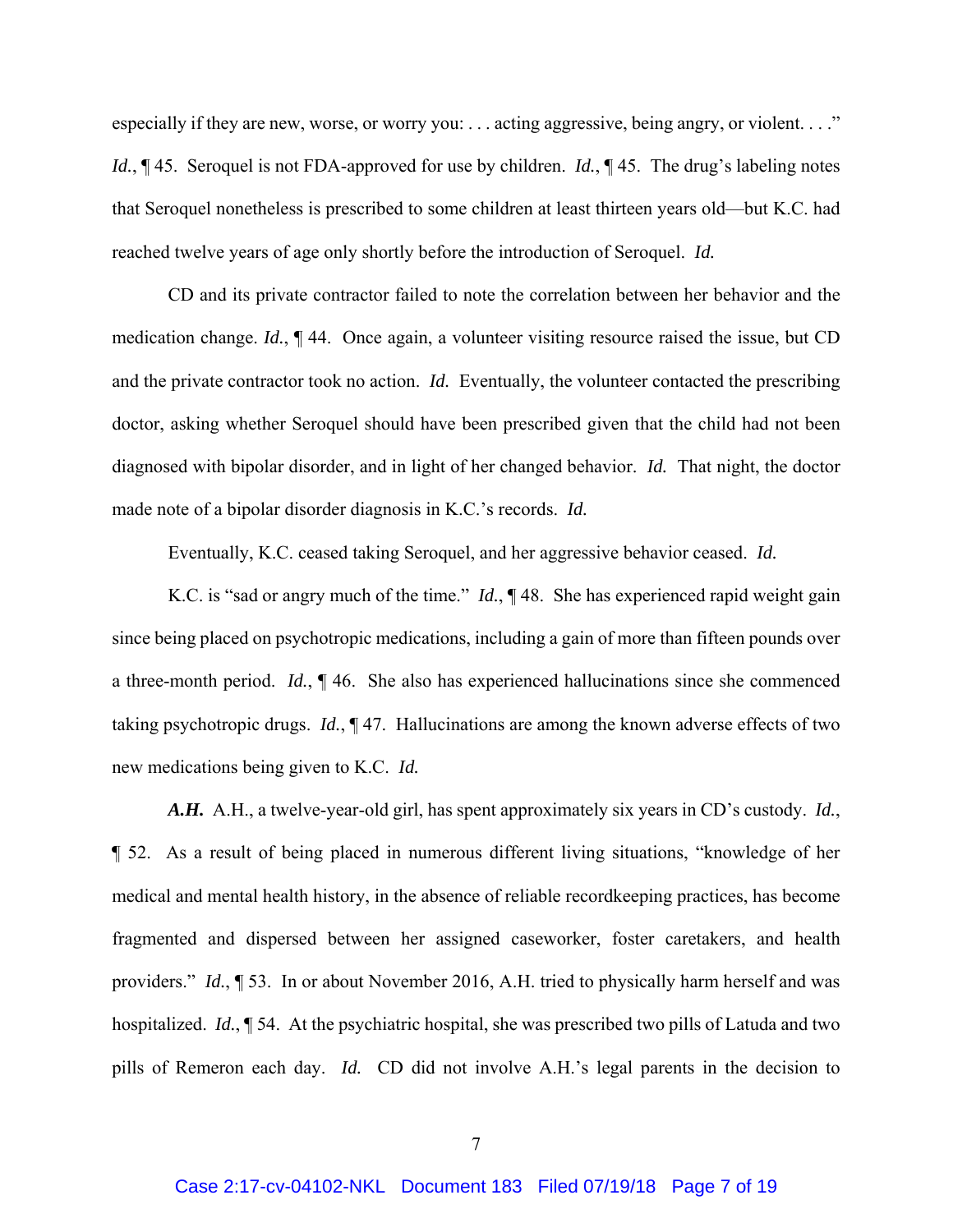especially if they are new, worse, or worry you: . . . acting aggressive, being angry, or violent. . . ." *Id.*, ¶ 45. Seroquel is not FDA-approved for use by children. *Id.*, ¶ 45. The drug's labeling notes that Seroquel nonetheless is prescribed to some children at least thirteen years old—but K.C. had reached twelve years of age only shortly before the introduction of Seroquel. *Id.*

CD and its private contractor failed to note the correlation between her behavior and the medication change. *Id.*, ¶ 44. Once again, a volunteer visiting resource raised the issue, but CD and the private contractor took no action. *Id.* Eventually, the volunteer contacted the prescribing doctor, asking whether Seroquel should have been prescribed given that the child had not been diagnosed with bipolar disorder, and in light of her changed behavior. *Id.* That night, the doctor made note of a bipolar disorder diagnosis in K.C.'s records. *Id.*

Eventually, K.C. ceased taking Seroquel, and her aggressive behavior ceased. *Id.*

K.C. is "sad or angry much of the time." *Id.*, ¶ 48. She has experienced rapid weight gain since being placed on psychotropic medications, including a gain of more than fifteen pounds over a three-month period. *Id.*, ¶ 46. She also has experienced hallucinations since she commenced taking psychotropic drugs. *Id.*, ¶ 47. Hallucinations are among the known adverse effects of two new medications being given to K.C. *Id.*

***A.H.*** A.H., a twelve-year-old girl, has spent approximately six years in CD's custody. *Id.*, ¶ 52. As a result of being placed in numerous different living situations, "knowledge of her medical and mental health history, in the absence of reliable recordkeeping practices, has become fragmented and dispersed between her assigned caseworker, foster caretakers, and health providers." *Id.*, ¶ 53. In or about November 2016, A.H. tried to physically harm herself and was hospitalized. *Id.*, ¶ 54. At the psychiatric hospital, she was prescribed two pills of Latuda and two pills of Remeron each day. *Id.* CD did not involve A.H.'s legal parents in the decision to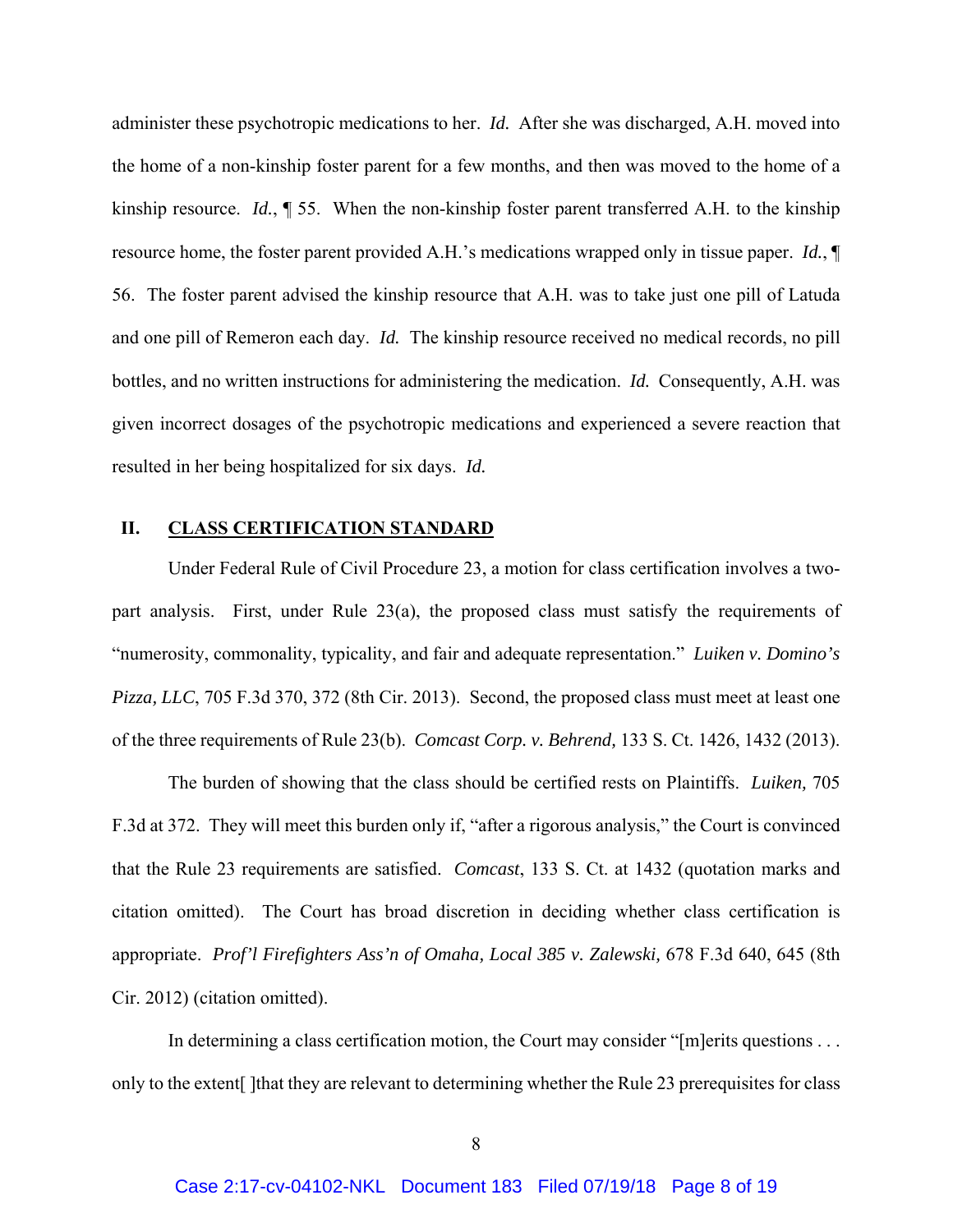administer these psychotropic medications to her. *Id.* After she was discharged, A.H. moved into the home of a non-kinship foster parent for a few months, and then was moved to the home of a kinship resource. *Id.*, ¶ 55. When the non-kinship foster parent transferred A.H. to the kinship resource home, the foster parent provided A.H.'s medications wrapped only in tissue paper. *Id.*, ¶ 56. The foster parent advised the kinship resource that A.H. was to take just one pill of Latuda and one pill of Remeron each day. *Id.* The kinship resource received no medical records, no pill bottles, and no written instructions for administering the medication. *Id.* Consequently, A.H. was given incorrect dosages of the psychotropic medications and experienced a severe reaction that resulted in her being hospitalized for six days. *Id.*

## II. CLASS CERTIFICATION STANDARD

Under Federal Rule of Civil Procedure 23, a motion for class certification involves a two-part analysis. First, under Rule 23(a), the proposed class must satisfy the requirements of "numerosity, commonality, typicality, and fair and adequate representation." *Luiken v. Domino's Pizza, LLC*, 705 F.3d 370, 372 (8th Cir. 2013). Second, the proposed class must meet at least one of the three requirements of Rule 23(b). *Comcast Corp. v. Behrend,* 133 S. Ct. 1426, 1432 (2013).

The burden of showing that the class should be certified rests on Plaintiffs. *Luiken,* 705 F.3d at 372. They will meet this burden only if, "after a rigorous analysis," the Court is convinced that the Rule 23 requirements are satisfied. *Comcast*, 133 S. Ct. at 1432 (quotation marks and citation omitted). The Court has broad discretion in deciding whether class certification is appropriate. *Prof'l Firefighters Ass'n of Omaha, Local 385 v. Zalewski,* 678 F.3d 640, 645 (8th Cir. 2012) (citation omitted).

In determining a class certification motion, the Court may consider "[m]erits questions . . . only to the extent[ ]that they are relevant to determining whether the Rule 23 prerequisites for class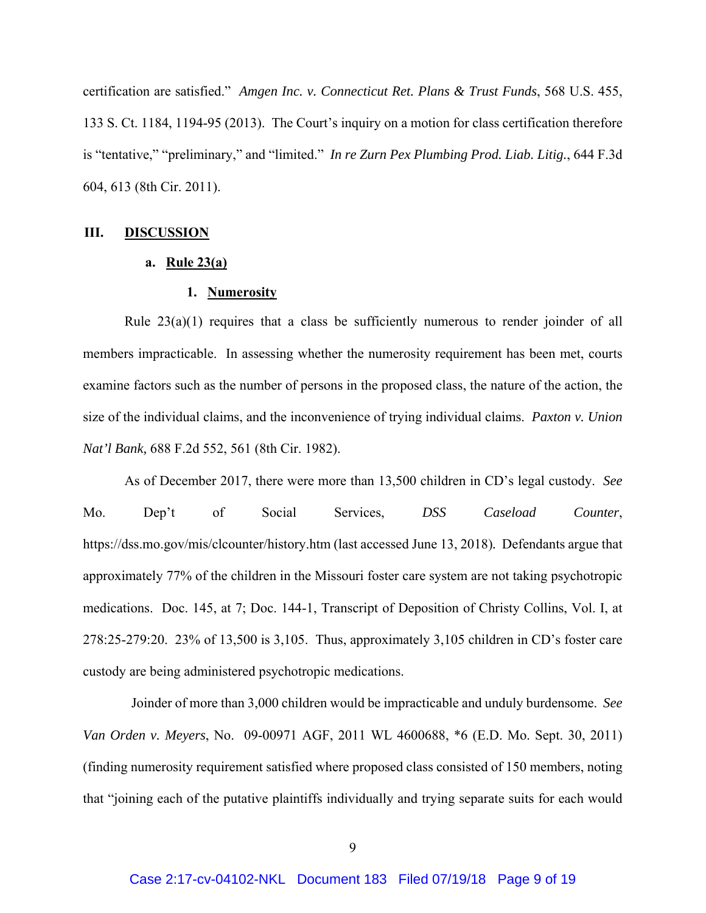certification are satisfied." *Amgen Inc. v. Connecticut Ret. Plans & Trust Funds*, 568 U.S. 455, 133 S. Ct. 1184, 1194-95 (2013). The Court's inquiry on a motion for class certification therefore is "tentative," "preliminary," and "limited." *In re Zurn Pex Plumbing Prod. Liab. Litig.*, 644 F.3d 604, 613 (8th Cir. 2011).

## III. DISCUSSION

### a. Rule 23(a)

#### 1. Numerosity

Rule 23(a)(1) requires that a class be sufficiently numerous to render joinder of all members impracticable. In assessing whether the numerosity requirement has been met, courts examine factors such as the number of persons in the proposed class, the nature of the action, the size of the individual claims, and the inconvenience of trying individual claims. *Paxton v. Union Nat'l Bank,* 688 F.2d 552, 561 (8th Cir. 1982).

As of December 2017, there were more than 13,500 children in CD's legal custody. *See* Mo. Dep't of Social Services, *DSS Caseload Counter*, https://dss.mo.gov/mis/clcounter/history.htm (last accessed June 13, 2018). Defendants argue that approximately 77% of the children in the Missouri foster care system are not taking psychotropic medications. Doc. 145, at 7; Doc. 144-1, Transcript of Deposition of Christy Collins, Vol. I, at 278:25-279:20. 23% of 13,500 is 3,105. Thus, approximately 3,105 children in CD's foster care custody are being administered psychotropic medications.

Joinder of more than 3,000 children would be impracticable and unduly burdensome. *See Van Orden v. Meyers*, No. 09-00971 AGF, 2011 WL 4600688, *6 (E.D. Mo. Sept. 30, 2011) (finding numerosity requirement satisfied where proposed class consisted of 150 members, noting that "joining each of the putative plaintiffs individually and trying separate suits for each would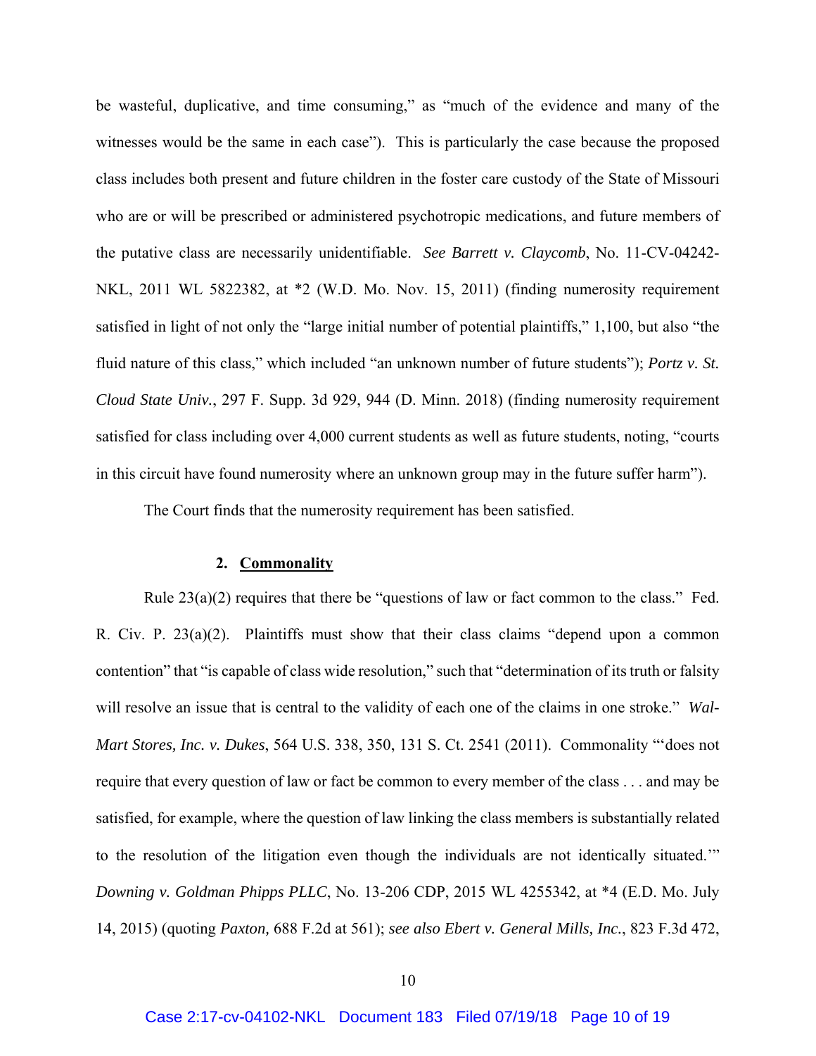be wasteful, duplicative, and time consuming," as "much of the evidence and many of the witnesses would be the same in each case"). This is particularly the case because the proposed class includes both present and future children in the foster care custody of the State of Missouri who are or will be prescribed or administered psychotropic medications, and future members of the putative class are necessarily unidentifiable. *See Barrett v. Claycomb*, No. 11-CV-04242-NKL, 2011 WL 5822382, at *2 (W.D. Mo. Nov. 15, 2011) (finding numerosity requirement satisfied in light of not only the "large initial number of potential plaintiffs," 1,100, but also "the fluid nature of this class," which included "an unknown number of future students"); *Portz v. St. Cloud State Univ.*, 297 F. Supp. 3d 929, 944 (D. Minn. 2018) (finding numerosity requirement satisfied for class including over 4,000 current students as well as future students, noting, "courts in this circuit have found numerosity where an unknown group may in the future suffer harm").

The Court finds that the numerosity requirement has been satisfied.

### 2. **Commonality**

Rule 23(a)(2) requires that there be "questions of law or fact common to the class." Fed. R. Civ. P. 23(a)(2). Plaintiffs must show that their class claims "depend upon a common contention" that "is capable of class wide resolution," such that "determination of its truth or falsity will resolve an issue that is central to the validity of each one of the claims in one stroke." *Wal-Mart Stores, Inc. v. Dukes*, 564 U.S. 338, 350, 131 S. Ct. 2541 (2011). Commonality "'does not require that every question of law or fact be common to every member of the class . . . and may be satisfied, for example, where the question of law linking the class members is substantially related to the resolution of the litigation even though the individuals are not identically situated.'" *Downing v. Goldman Phipps PLLC*, No. 13-206 CDP, 2015 WL 4255342, at *4 (E.D. Mo. July 14, 2015) (quoting *Paxton,* 688 F.2d at 561); *see also Ebert v. General Mills, Inc.*, 823 F.3d 472,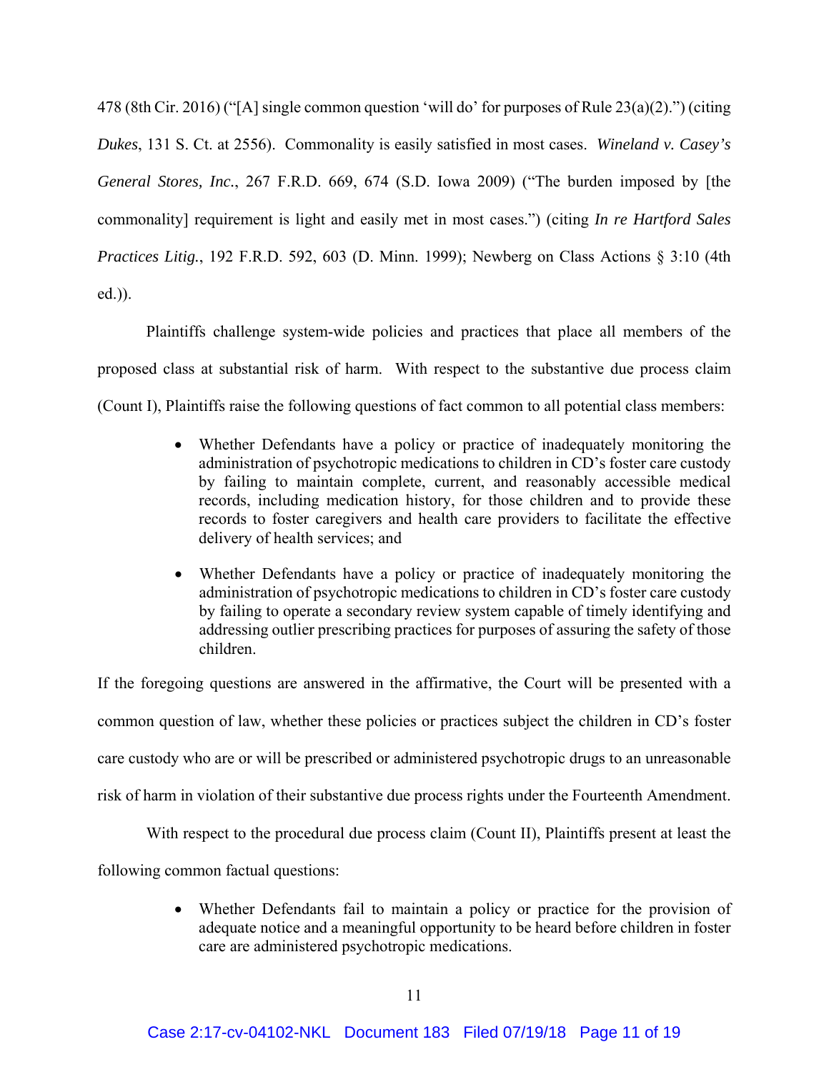478 (8th Cir. 2016) ("[A] single common question 'will do' for purposes of Rule 23(a)(2).") (citing *Dukes*, 131 S. Ct. at 2556). Commonality is easily satisfied in most cases. *Wineland v. Casey's General Stores, Inc.*, 267 F.R.D. 669, 674 (S.D. Iowa 2009) ("The burden imposed by [the commonality] requirement is light and easily met in most cases.") (citing *In re Hartford Sales Practices Litig.*, 192 F.R.D. 592, 603 (D. Minn. 1999); Newberg on Class Actions § 3:10 (4th ed.)).

Plaintiffs challenge system-wide policies and practices that place all members of the proposed class at substantial risk of harm. With respect to the substantive due process claim (Count I), Plaintiffs raise the following questions of fact common to all potential class members:

- Whether Defendants have a policy or practice of inadequately monitoring the administration of psychotropic medications to children in CD's foster care custody by failing to maintain complete, current, and reasonably accessible medical records, including medication history, for those children and to provide these records to foster caregivers and health care providers to facilitate the effective delivery of health services; and
- Whether Defendants have a policy or practice of inadequately monitoring the administration of psychotropic medications to children in CD's foster care custody by failing to operate a secondary review system capable of timely identifying and addressing outlier prescribing practices for purposes of assuring the safety of those children.

If the foregoing questions are answered in the affirmative, the Court will be presented with a common question of law, whether these policies or practices subject the children in CD's foster care custody who are or will be prescribed or administered psychotropic drugs to an unreasonable risk of harm in violation of their substantive due process rights under the Fourteenth Amendment.

With respect to the procedural due process claim (Count II), Plaintiffs present at least the following common factual questions:

- Whether Defendants fail to maintain a policy or practice for the provision of adequate notice and a meaningful opportunity to be heard before children in foster care are administered psychotropic medications.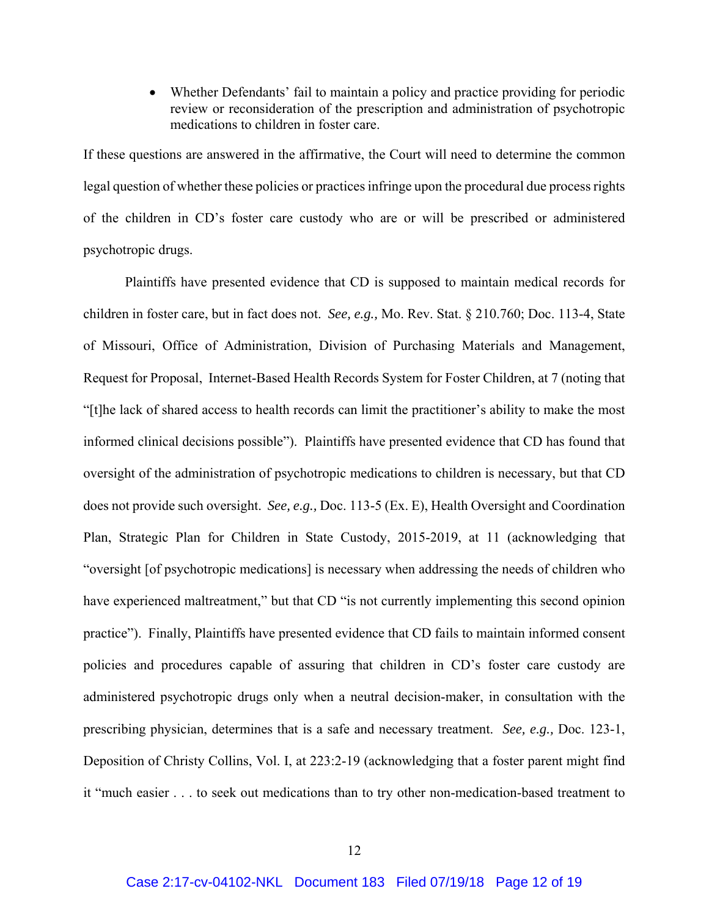- Whether Defendants' fail to maintain a policy and practice providing for periodic review or reconsideration of the prescription and administration of psychotropic medications to children in foster care.

If these questions are answered in the affirmative, the Court will need to determine the common legal question of whether these policies or practices infringe upon the procedural due process rights of the children in CD's foster care custody who are or will be prescribed or administered psychotropic drugs.

Plaintiffs have presented evidence that CD is supposed to maintain medical records for children in foster care, but in fact does not. *See, e.g.,* Mo. Rev. Stat. § 210.760; Doc. 113-4, State of Missouri, Office of Administration, Division of Purchasing Materials and Management, Request for Proposal, Internet-Based Health Records System for Foster Children, at 7 (noting that "[t]he lack of shared access to health records can limit the practitioner's ability to make the most informed clinical decisions possible"). Plaintiffs have presented evidence that CD has found that oversight of the administration of psychotropic medications to children is necessary, but that CD does not provide such oversight. *See, e.g.,* Doc. 113-5 (Ex. E), Health Oversight and Coordination Plan, Strategic Plan for Children in State Custody, 2015-2019, at 11 (acknowledging that "oversight [of psychotropic medications] is necessary when addressing the needs of children who have experienced maltreatment," but that CD "is not currently implementing this second opinion practice"). Finally, Plaintiffs have presented evidence that CD fails to maintain informed consent policies and procedures capable of assuring that children in CD's foster care custody are administered psychotropic drugs only when a neutral decision-maker, in consultation with the prescribing physician, determines that is a safe and necessary treatment. *See, e.g.,* Doc. 123-1, Deposition of Christy Collins, Vol. I, at 223:2-19 (acknowledging that a foster parent might find it "much easier . . . to seek out medications than to try other non-medication-based treatment to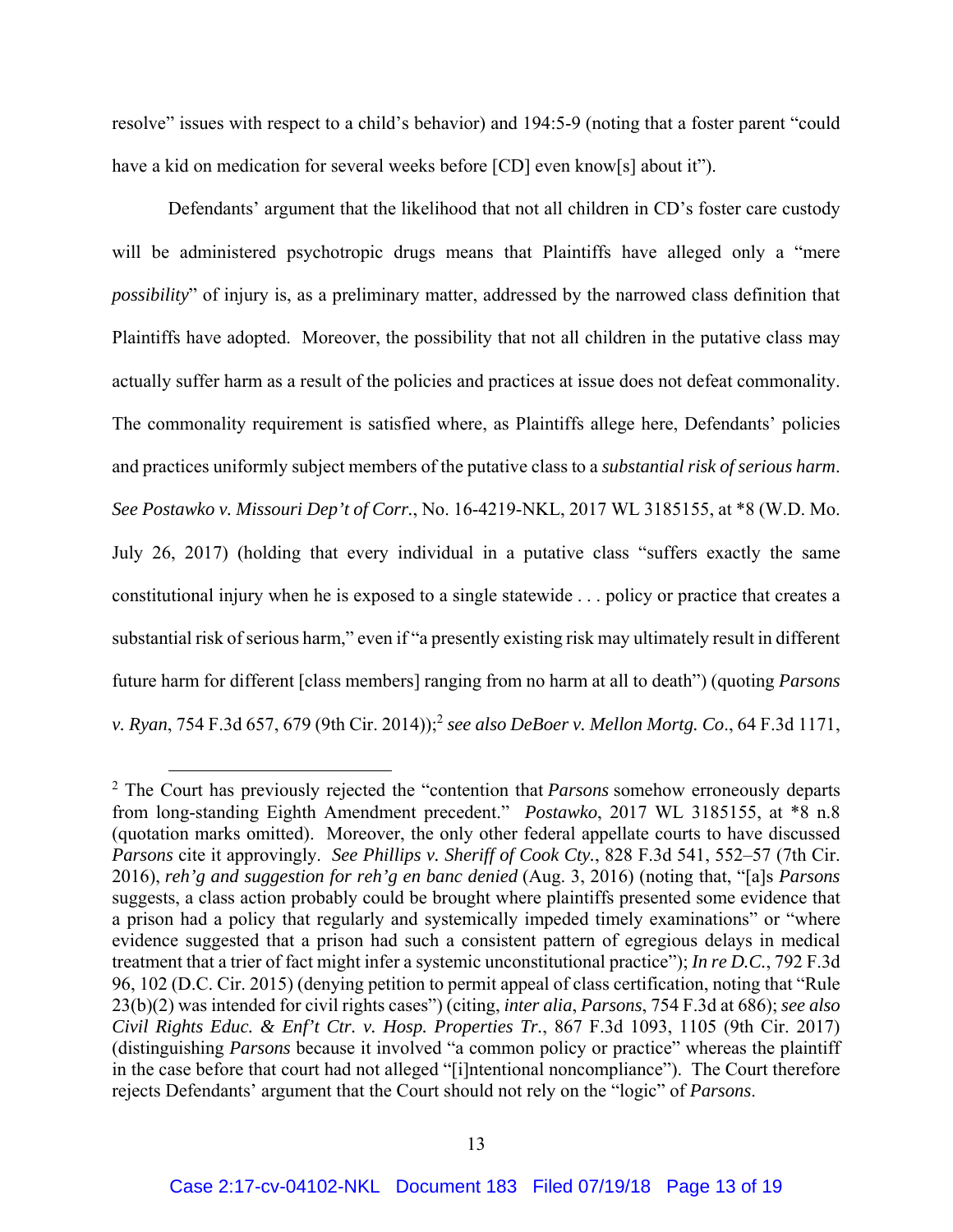resolve" issues with respect to a child's behavior) and 194:5-9 (noting that a foster parent "could have a kid on medication for several weeks before [CD] even know[s] about it").

Defendants' argument that the likelihood that not all children in CD's foster care custody will be administered psychotropic drugs means that Plaintiffs have alleged only a "mere *possibility*" of injury is, as a preliminary matter, addressed by the narrowed class definition that Plaintiffs have adopted. Moreover, the possibility that not all children in the putative class may actually suffer harm as a result of the policies and practices at issue does not defeat commonality. The commonality requirement is satisfied where, as Plaintiffs allege here, Defendants' policies and practices uniformly subject members of the putative class to a *substantial risk of serious harm*. *See Postawko v. Missouri Dep't of Corr.*, No. 16-4219-NKL, 2017 WL 3185155, at *8 (W.D. Mo. July 26, 2017) (holding that every individual in a putative class "suffers exactly the same constitutional injury when he is exposed to a single statewide . . . policy or practice that creates a substantial risk of serious harm," even if "a presently existing risk may ultimately result in different future harm for different [class members] ranging from no harm at all to death") (quoting *Parsons v. Ryan*, 754 F.3d 657, 679 (9th Cir. 2014));[2] *see also DeBoer v. Mellon Mortg. Co*., 64 F.3d 1171,

---

[2] The Court has previously rejected the "contention that *Parsons* somehow erroneously departs from long-standing Eighth Amendment precedent." *Postawko*, 2017 WL 3185155, at *8 n.8 (quotation marks omitted). Moreover, the only other federal appellate courts to have discussed *Parsons* cite it approvingly. *See Phillips v. Sheriff of Cook Cty.*, 828 F.3d 541, 552–57 (7th Cir. 2016), *reh'g and suggestion for reh'g en banc denied* (Aug. 3, 2016) (noting that, "[a]s *Parsons* suggests, a class action probably could be brought where plaintiffs presented some evidence that a prison had a policy that regularly and systemically impeded timely examinations" or "where evidence suggested that a prison had such a consistent pattern of egregious delays in medical treatment that a trier of fact might infer a systemic unconstitutional practice"); *In re D.C.*, 792 F.3d 96, 102 (D.C. Cir. 2015) (denying petition to permit appeal of class certification, noting that "Rule 23(b)(2) was intended for civil rights cases") (citing, *inter alia*, *Parsons*, 754 F.3d at 686); *see also Civil Rights Educ. & Enf't Ctr. v. Hosp. Properties Tr.*, 867 F.3d 1093, 1105 (9th Cir. 2017) (distinguishing *Parsons* because it involved "a common policy or practice" whereas the plaintiff in the case before that court had not alleged "[i]ntentional noncompliance"). The Court therefore rejects Defendants' argument that the Court should not rely on the "logic" of *Parsons*.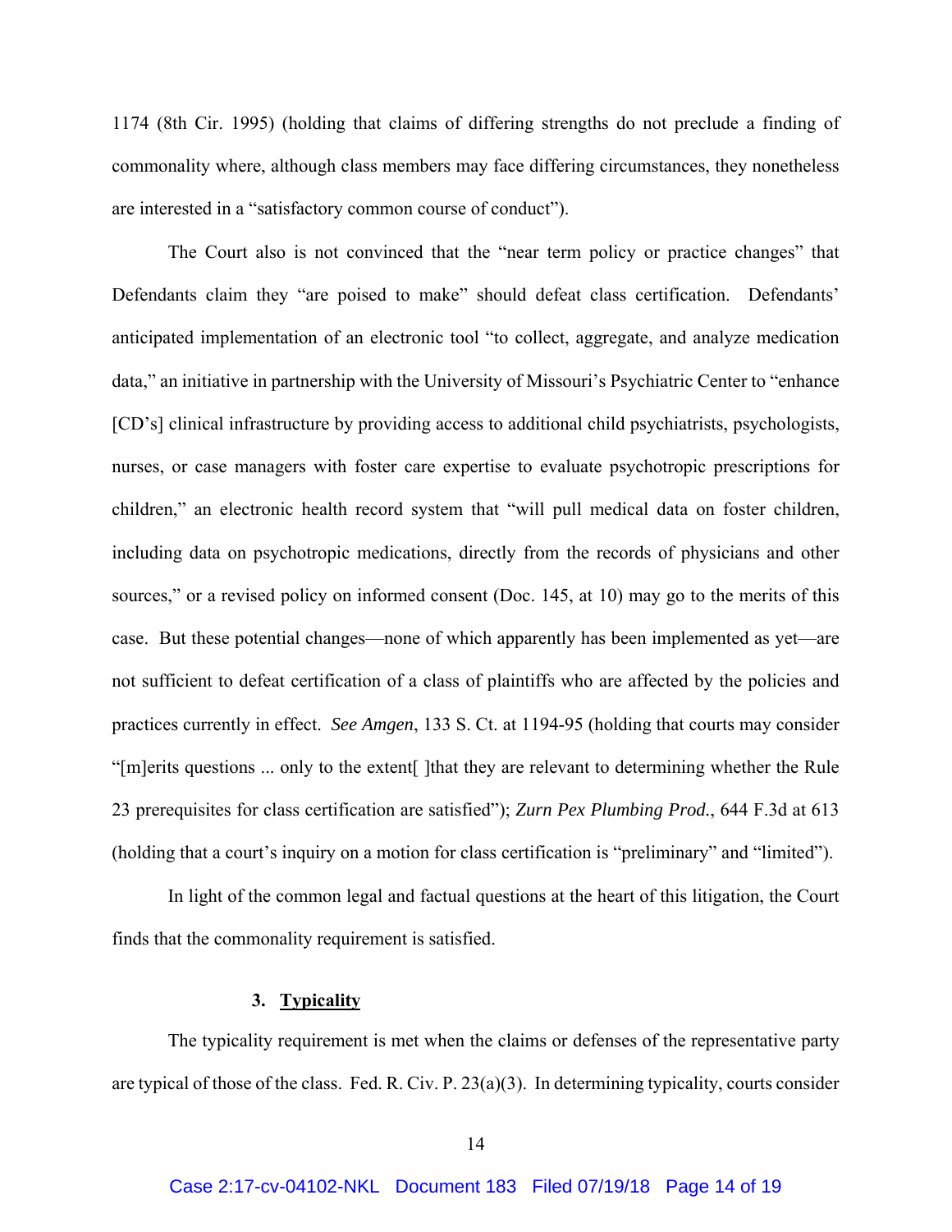1174 (8th Cir. 1995) (holding that claims of differing strengths do not preclude a finding of commonality where, although class members may face differing circumstances, they nonetheless are interested in a "satisfactory common course of conduct").

The Court also is not convinced that the "near term policy or practice changes" that Defendants claim they "are poised to make" should defeat class certification. Defendants' anticipated implementation of an electronic tool "to collect, aggregate, and analyze medication data," an initiative in partnership with the University of Missouri's Psychiatric Center to "enhance [CD's] clinical infrastructure by providing access to additional child psychiatrists, psychologists, nurses, or case managers with foster care expertise to evaluate psychotropic prescriptions for children," an electronic health record system that "will pull medical data on foster children, including data on psychotropic medications, directly from the records of physicians and other sources," or a revised policy on informed consent (Doc. 145, at 10) may go to the merits of this case. But these potential changes—none of which apparently has been implemented as yet—are not sufficient to defeat certification of a class of plaintiffs who are affected by the policies and practices currently in effect. *See Amgen*, 133 S. Ct. at 1194-95 (holding that courts may consider "[m]erits questions ... only to the extent[ ]that they are relevant to determining whether the Rule 23 prerequisites for class certification are satisfied"); *Zurn Pex Plumbing Prod.*, 644 F.3d at 613 (holding that a court's inquiry on a motion for class certification is "preliminary" and "limited").

In light of the common legal and factual questions at the heart of this litigation, the Court finds that the commonality requirement is satisfied.

### 3. Typicality

The typicality requirement is met when the claims or defenses of the representative party are typical of those of the class. Fed. R. Civ. P. 23(a)(3). In determining typicality, courts consider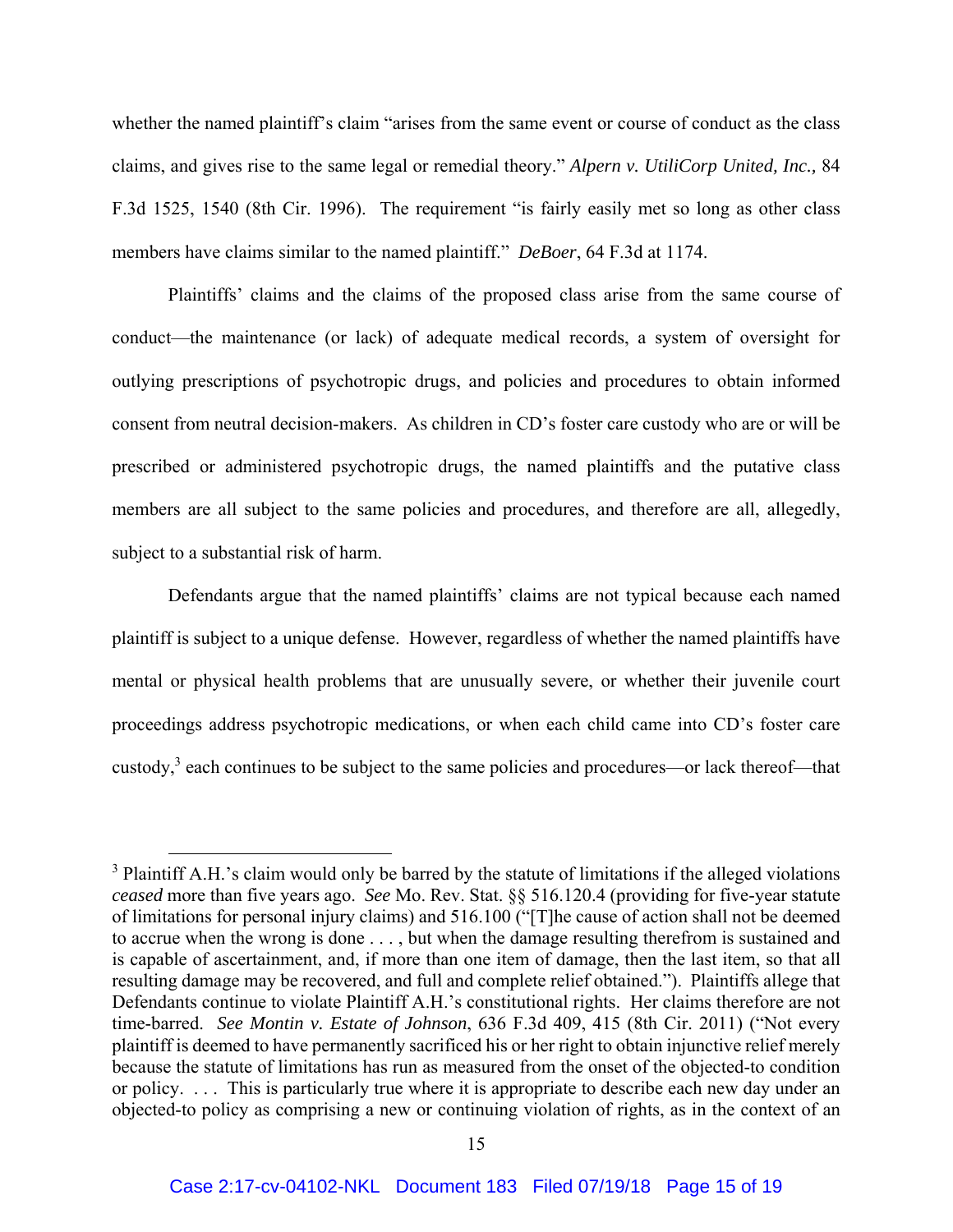whether the named plaintiff's claim "arises from the same event or course of conduct as the class claims, and gives rise to the same legal or remedial theory." *Alpern v. UtiliCorp United, Inc.,* 84 F.3d 1525, 1540 (8th Cir. 1996). The requirement "is fairly easily met so long as other class members have claims similar to the named plaintiff." *DeBoer*, 64 F.3d at 1174.

Plaintiffs' claims and the claims of the proposed class arise from the same course of conduct—the maintenance (or lack) of adequate medical records, a system of oversight for outlying prescriptions of psychotropic drugs, and policies and procedures to obtain informed consent from neutral decision-makers. As children in CD's foster care custody who are or will be prescribed or administered psychotropic drugs, the named plaintiffs and the putative class members are all subject to the same policies and procedures, and therefore are all, allegedly, subject to a substantial risk of harm.

Defendants argue that the named plaintiffs' claims are not typical because each named plaintiff is subject to a unique defense. However, regardless of whether the named plaintiffs have mental or physical health problems that are unusually severe, or whether their juvenile court proceedings address psychotropic medications, or when each child came into CD's foster care custody,[3] each continues to be subject to the same policies and procedures—or lack thereof—that

---

[3] Plaintiff A.H.'s claim would only be barred by the statute of limitations if the alleged violations *ceased* more than five years ago. *See* Mo. Rev. Stat. §§ 516.120.4 (providing for five-year statute of limitations for personal injury claims) and 516.100 ("[T]he cause of action shall not be deemed to accrue when the wrong is done . . . , but when the damage resulting therefrom is sustained and is capable of ascertainment, and, if more than one item of damage, then the last item, so that all resulting damage may be recovered, and full and complete relief obtained."). Plaintiffs allege that Defendants continue to violate Plaintiff A.H.'s constitutional rights. Her claims therefore are not time-barred. *See Montin v. Estate of Johnson*, 636 F.3d 409, 415 (8th Cir. 2011) ("Not every plaintiff is deemed to have permanently sacrificed his or her right to obtain injunctive relief merely because the statute of limitations has run as measured from the onset of the objected-to condition or policy. . . . This is particularly true where it is appropriate to describe each new day under an objected-to policy as comprising a new or continuing violation of rights, as in the context of an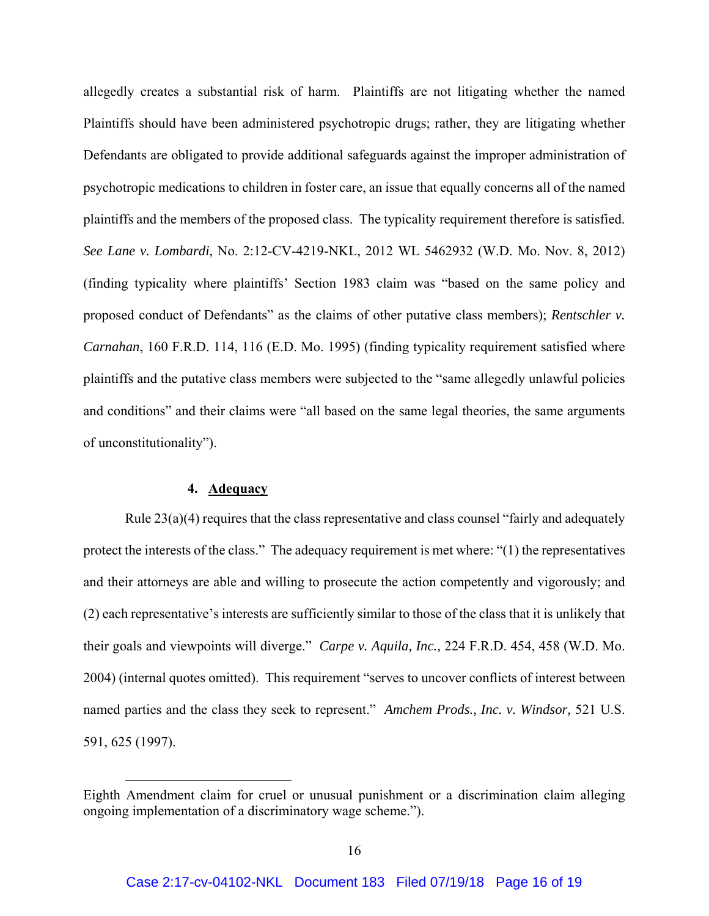allegedly creates a substantial risk of harm. Plaintiffs are not litigating whether the named Plaintiffs should have been administered psychotropic drugs; rather, they are litigating whether Defendants are obligated to provide additional safeguards against the improper administration of psychotropic medications to children in foster care, an issue that equally concerns all of the named plaintiffs and the members of the proposed class. The typicality requirement therefore is satisfied. *See Lane v. Lombardi*, No. 2:12-CV-4219-NKL, 2012 WL 5462932 (W.D. Mo. Nov. 8, 2012) (finding typicality where plaintiffs' Section 1983 claim was "based on the same policy and proposed conduct of Defendants" as the claims of other putative class members); *Rentschler v. Carnahan*, 160 F.R.D. 114, 116 (E.D. Mo. 1995) (finding typicality requirement satisfied where plaintiffs and the putative class members were subjected to the "same allegedly unlawful policies and conditions" and their claims were "all based on the same legal theories, the same arguments of unconstitutionality").

#### 4. Adequacy

Rule 23(a)(4) requires that the class representative and class counsel "fairly and adequately protect the interests of the class." The adequacy requirement is met where: "(1) the representatives and their attorneys are able and willing to prosecute the action competently and vigorously; and (2) each representative's interests are sufficiently similar to those of the class that it is unlikely that their goals and viewpoints will diverge." *Carpe v. Aquila, Inc.,* 224 F.R.D. 454, 458 (W.D. Mo. 2004) (internal quotes omitted). This requirement "serves to uncover conflicts of interest between named parties and the class they seek to represent." *Amchem Prods., Inc. v. Windsor,* 521 U.S. 591, 625 (1997).

---

Eighth Amendment claim for cruel or unusual punishment or a discrimination claim alleging ongoing implementation of a discriminatory wage scheme.").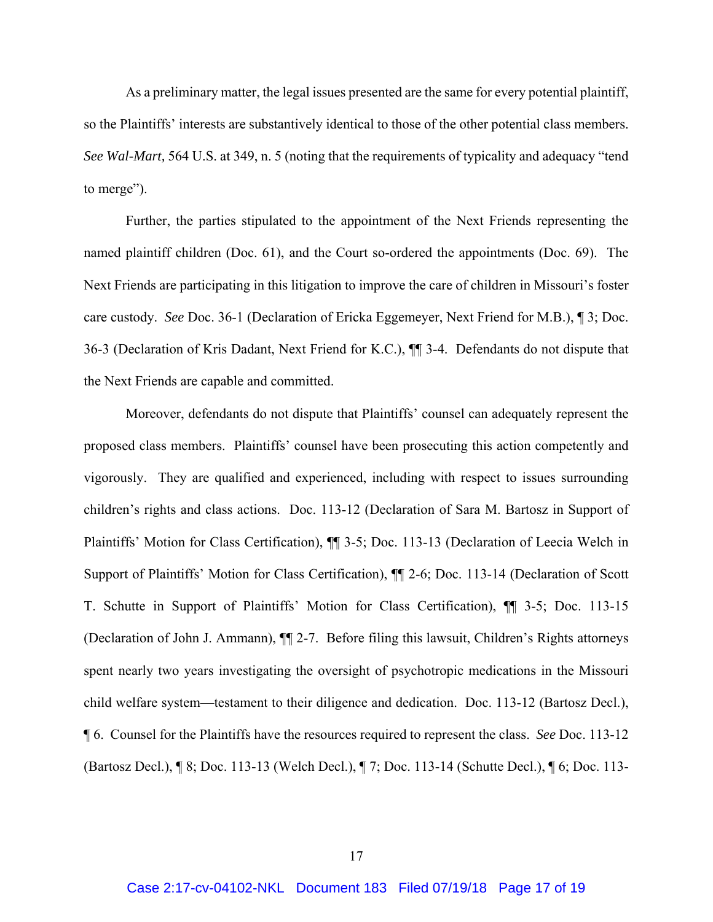As a preliminary matter, the legal issues presented are the same for every potential plaintiff, so the Plaintiffs' interests are substantively identical to those of the other potential class members. *See Wal-Mart,* 564 U.S. at 349, n. 5 (noting that the requirements of typicality and adequacy "tend to merge").

Further, the parties stipulated to the appointment of the Next Friends representing the named plaintiff children (Doc. 61), and the Court so-ordered the appointments (Doc. 69). The Next Friends are participating in this litigation to improve the care of children in Missouri's foster care custody. *See* Doc. 36-1 (Declaration of Ericka Eggemeyer, Next Friend for M.B.), ¶ 3; Doc. 36-3 (Declaration of Kris Dadant, Next Friend for K.C.), ¶¶ 3-4. Defendants do not dispute that the Next Friends are capable and committed.

Moreover, defendants do not dispute that Plaintiffs' counsel can adequately represent the proposed class members. Plaintiffs' counsel have been prosecuting this action competently and vigorously. They are qualified and experienced, including with respect to issues surrounding children's rights and class actions. Doc. 113-12 (Declaration of Sara M. Bartosz in Support of Plaintiffs' Motion for Class Certification), ¶¶ 3-5; Doc. 113-13 (Declaration of Leecia Welch in Support of Plaintiffs' Motion for Class Certification), ¶¶ 2-6; Doc. 113-14 (Declaration of Scott T. Schutte in Support of Plaintiffs' Motion for Class Certification), ¶¶ 3-5; Doc. 113-15 (Declaration of John J. Ammann), ¶¶ 2-7. Before filing this lawsuit, Children's Rights attorneys spent nearly two years investigating the oversight of psychotropic medications in the Missouri child welfare system—testament to their diligence and dedication. Doc. 113-12 (Bartosz Decl.), ¶ 6. Counsel for the Plaintiffs have the resources required to represent the class. *See* Doc. 113-12 (Bartosz Decl.), ¶ 8; Doc. 113-13 (Welch Decl.), ¶ 7; Doc. 113-14 (Schutte Decl.), ¶ 6; Doc. 113-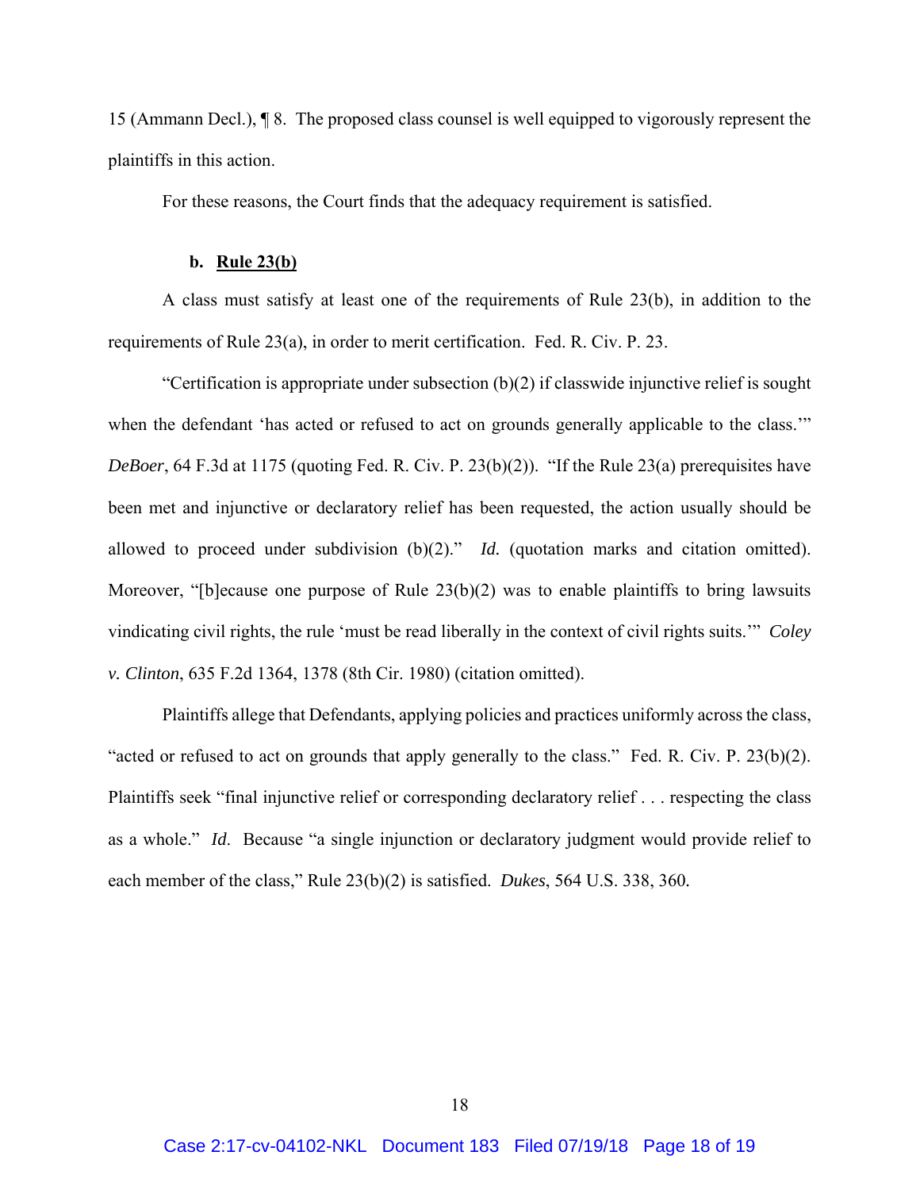15 (Ammann Decl.), ¶ 8. The proposed class counsel is well equipped to vigorously represent the plaintiffs in this action.

For these reasons, the Court finds that the adequacy requirement is satisfied.

**b. Rule 23(b)**

A class must satisfy at least one of the requirements of Rule 23(b), in addition to the requirements of Rule 23(a), in order to merit certification. Fed. R. Civ. P. 23.

"Certification is appropriate under subsection (b)(2) if classwide injunctive relief is sought when the defendant 'has acted or refused to act on grounds generally applicable to the class.'" *DeBoer*, 64 F.3d at 1175 (quoting Fed. R. Civ. P. 23(b)(2)). "If the Rule 23(a) prerequisites have been met and injunctive or declaratory relief has been requested, the action usually should be allowed to proceed under subdivision (b)(2)." *Id.* (quotation marks and citation omitted). Moreover, "[b]ecause one purpose of Rule 23(b)(2) was to enable plaintiffs to bring lawsuits vindicating civil rights, the rule 'must be read liberally in the context of civil rights suits.'" *Coley v. Clinton*, 635 F.2d 1364, 1378 (8th Cir. 1980) (citation omitted).

Plaintiffs allege that Defendants, applying policies and practices uniformly across the class, "acted or refused to act on grounds that apply generally to the class." Fed. R. Civ. P. 23(b)(2). Plaintiffs seek "final injunctive relief or corresponding declaratory relief . . . respecting the class as a whole." *Id*. Because "a single injunction or declaratory judgment would provide relief to each member of the class," Rule 23(b)(2) is satisfied. *Dukes*, 564 U.S. 338, 360.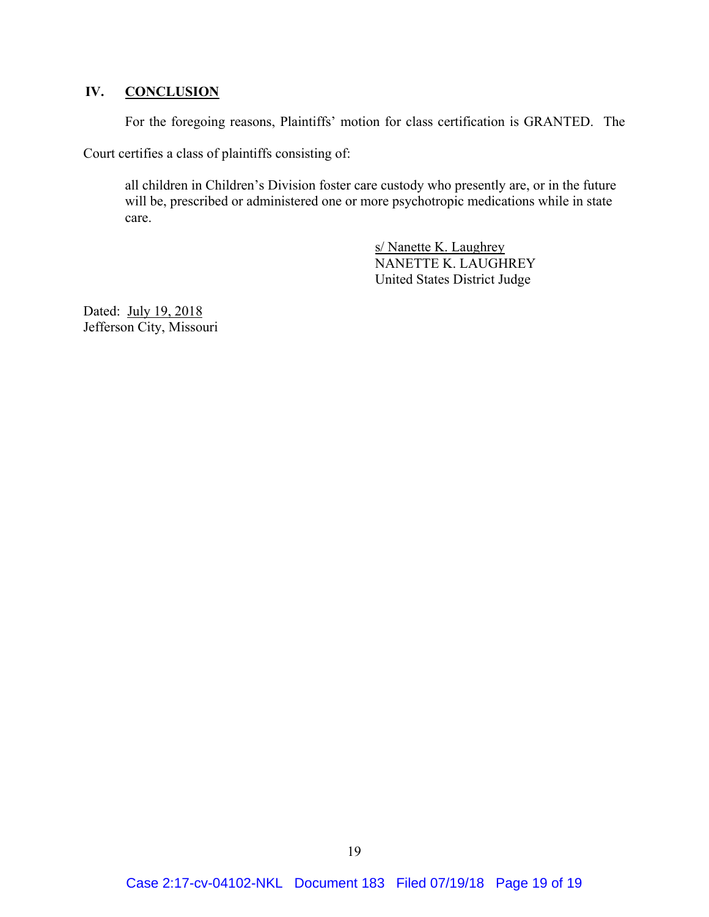## IV. CONCLUSION

For the foregoing reasons, Plaintiffs' motion for class certification is GRANTED. The Court certifies a class of plaintiffs consisting of:

> all children in Children's Division foster care custody who presently are, or in the future will be, prescribed or administered one or more psychotropic medications while in state care.

s/ Nanette K. Laughrey
NANETTE K. LAUGHREY
United States District Judge

Dated: July 19, 2018
Jefferson City, Missouri